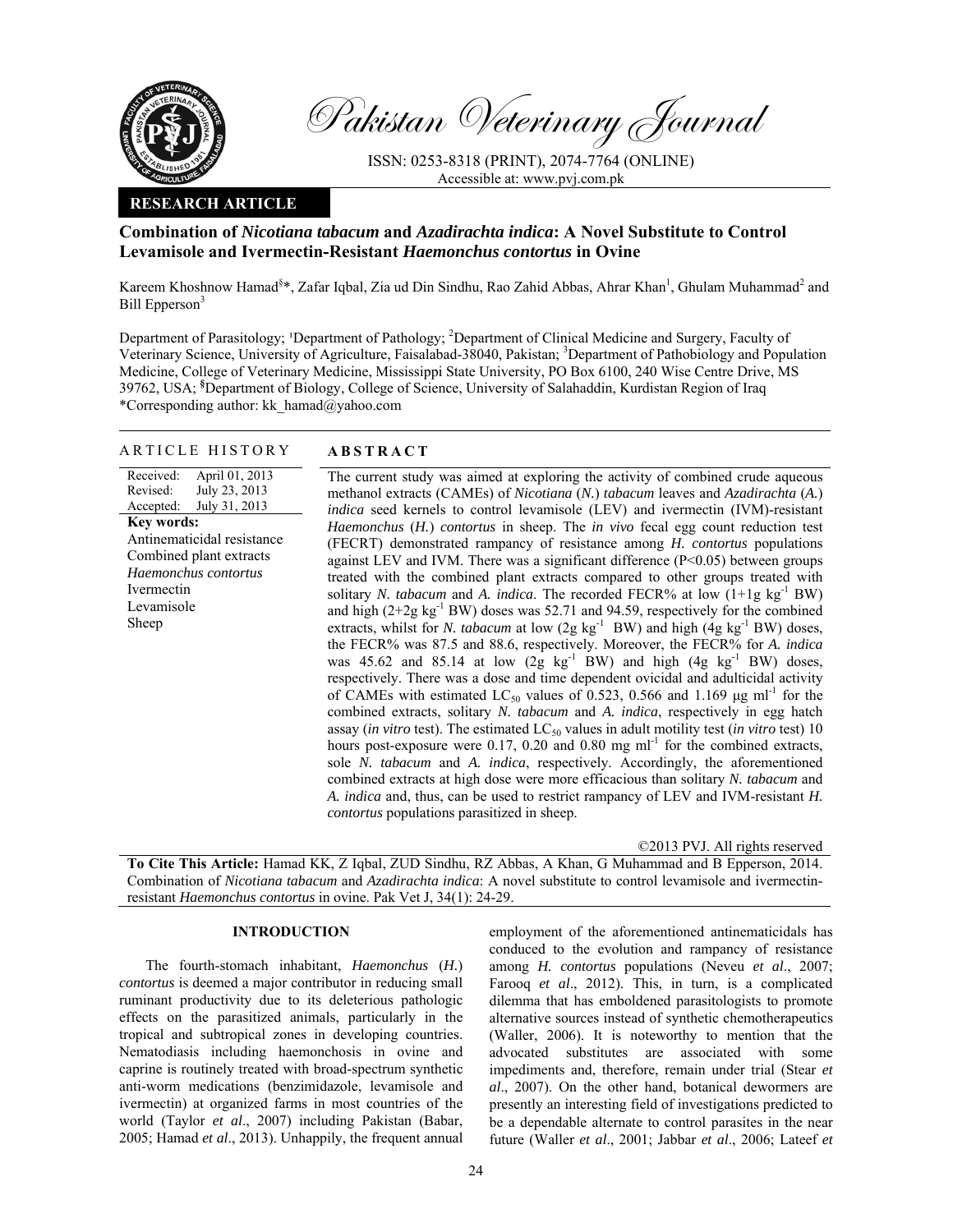# Pakistan Veterinary Journal

ISSN: 0253-8318 (PRINT), 2074-7764 (ONLINE)
Accessible at: www.pvj.com.pk

**RESEARCH ARTICLE**

## Combination of *Nicotiana tabacum* and *Azadirachta indica*: A Novel Substitute to Control Levamisole and Ivermectin-Resistant *Haemonchus contortus* in Ovine

Kareem Khoshnow Hamad[§]*, Zafar Iqbal, Zia ud Din Sindhu, Rao Zahid Abbas, Ahrar Khan[1], Ghulam Muhammad[2] and Bill Epperson[3]

Department of Parasitology; [1]Department of Pathology; [2]Department of Clinical Medicine and Surgery, Faculty of Veterinary Science, University of Agriculture, Faisalabad-38040, Pakistan; [3]Department of Pathobiology and Population Medicine, College of Veterinary Medicine, Mississippi State University, PO Box 6100, 240 Wise Centre Drive, MS 39762, USA; [§]Department of Biology, College of Science, University of Salahaddin, Kurdistan Region of Iraq
*Corresponding author: kk_hamad@yahoo.com

### ARTICLE HISTORY

Received: April 01, 2013
Revised: July 23, 2013
Accepted: July 31, 2013

**Key words:**
Antinematicidal resistance
Combined plant extracts
*Haemonchus contortus*
Ivermectin
Levamisole
Sheep

### ABSTRACT

The current study was aimed at exploring the activity of combined crude aqueous methanol extracts (CAMEs) of *Nicotiana* (*N.*) *tabacum* leaves and *Azadirachta* (*A.*) *indica* seed kernels to control levamisole (LEV) and ivermectin (IVM)-resistant *Haemonchus* (*H.*) *contortus* in sheep. The *in vivo* fecal egg count reduction test (FECRT) demonstrated rampancy of resistance among *H. contortus* populations against LEV and IVM. There was a significant difference ($P<0.05$) between groups treated with the combined plant extracts compared to other groups treated with solitary *N. tabacum* and *A. indica*. The recorded FECR% at low ($1+1g\ kg^{-1}$ BW) and high ($2+2g\ kg^{-1}$ BW) doses was 52.71 and 94.59, respectively for the combined extracts, whilst for *N. tabacum* at low ($2g\ kg^{-1}$ BW) and high ($4g\ kg^{-1}$ BW) doses, the FECR% was 87.5 and 88.6, respectively. Moreover, the FECR% for *A. indica* was 45.62 and 85.14 at low ($2g\ kg^{-1}$ BW) and high ($4g\ kg^{-1}$ BW) doses, respectively. There was a dose and time dependent ovicidal and adulticidal activity of CAMEs with estimated $LC_{50}$ values of 0.523, 0.566 and 1.169 $\mu g\ ml^{-1}$ for the combined extracts, solitary *N. tabacum* and *A. indica*, respectively in egg hatch assay (*in vitro* test). The estimated $LC_{50}$ values in adult motility test (*in vitro* test) 10 hours post-exposure were 0.17, 0.20 and 0.80 $mg\ ml^{-1}$ for the combined extracts, sole *N. tabacum* and *A. indica*, respectively. Accordingly, the aforementioned combined extracts at high dose were more efficacious than solitary *N. tabacum* and *A. indica* and, thus, can be used to restrict rampancy of LEV and IVM-resistant *H. contortus* populations parasitized in sheep.

©2013 PVJ. All rights reserved

**To Cite This Article:** Hamad KK, Z Iqbal, ZUD Sindhu, RZ Abbas, A Khan, G Muhammad and B Epperson, 2014. Combination of *Nicotiana tabacum* and *Azadirachta indica*: A novel substitute to control levamisole and ivermectin-resistant *Haemonchus contortus* in ovine. Pak Vet J, 34(1): 24-29.

## INTRODUCTION

The fourth-stomach inhabitant, *Haemonchus* (*H.*) *contortus* is deemed a major contributor in reducing small ruminant productivity due to its deleterious pathologic effects on the parasitized animals, particularly in the tropical and subtropical zones in developing countries. Nematodiasis including haemonchosis in ovine and caprine is routinely treated with broad-spectrum synthetic anti-worm medications (benzimidazole, levamisole and ivermectin) at organized farms in most countries of the world (Taylor *et al*., 2007) including Pakistan (Babar, 2005; Hamad *et al*., 2013). Unhappily, the frequent annual employment of the aforementioned antinematicidals has conduced to the evolution and rampancy of resistance among *H. contortus* populations (Neveu *et al*., 2007; Farooq *et al*., 2012). This, in turn, is a complicated dilemma that has emboldened parasitologists to promote alternative sources instead of synthetic chemotherapeutics (Waller, 2006). It is noteworthy to mention that the advocated substitutes are associated with some impediments and, therefore, remain under trial (Stear *et al*., 2007). On the other hand, botanical dewormers are presently an interesting field of investigations predicted to be a dependable alternate to control parasites in the near future (Waller *et al*., 2001; Jabbar *et al*., 2006; Lateef *et*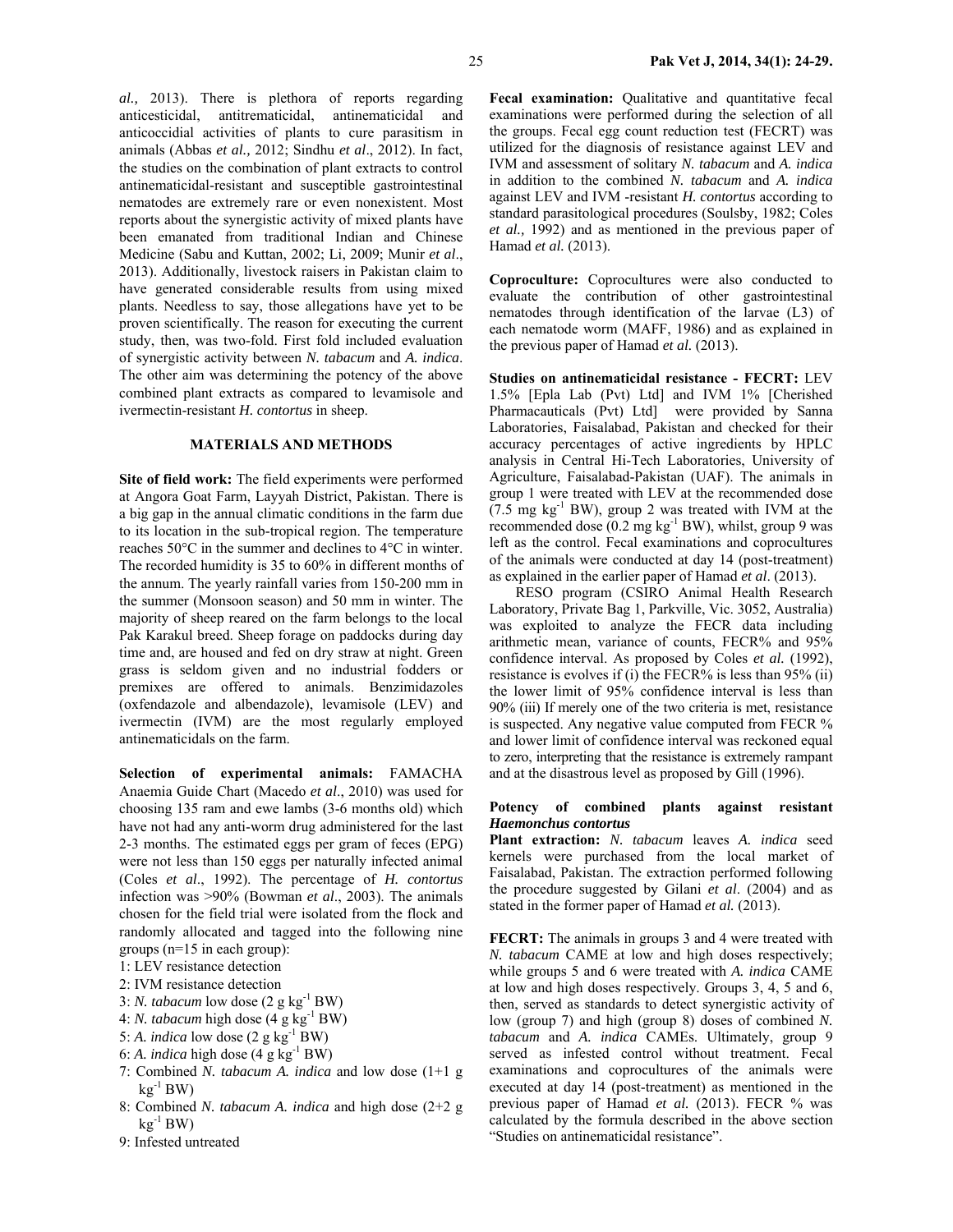*al.,* 2013). There is plethora of reports regarding anticesticidal, antitrematicidal, antinematicidal and anticoccidial activities of plants to cure parasitism in animals (Abbas *et al.,* 2012; Sindhu *et al*., 2012). In fact, the studies on the combination of plant extracts to control antinematicidal-resistant and susceptible gastrointestinal nematodes are extremely rare or even nonexistent. Most reports about the synergistic activity of mixed plants have been emanated from traditional Indian and Chinese Medicine (Sabu and Kuttan, 2002; Li, 2009; Munir *et al*., 2013). Additionally, livestock raisers in Pakistan claim to have generated considerable results from using mixed plants. Needless to say, those allegations have yet to be proven scientifically. The reason for executing the current study, then, was two-fold. First fold included evaluation of synergistic activity between *N. tabacum* and *A. indica*. The other aim was determining the potency of the above combined plant extracts as compared to levamisole and ivermectin-resistant *H. contortus* in sheep.

## MATERIALS AND METHODS

**Site of field work:** The field experiments were performed at Angora Goat Farm, Layyah District, Pakistan. There is a big gap in the annual climatic conditions in the farm due to its location in the sub-tropical region. The temperature reaches 50°C in the summer and declines to 4°C in winter. The recorded humidity is 35 to 60% in different months of the annum. The yearly rainfall varies from 150-200 mm in the summer (Monsoon season) and 50 mm in winter. The majority of sheep reared on the farm belongs to the local Pak Karakul breed. Sheep forage on paddocks during day time and, are housed and fed on dry straw at night. Green grass is seldom given and no industrial fodders or premixes are offered to animals. Benzimidazoles (oxfendazole and albendazole), levamisole (LEV) and ivermectin (IVM) are the most regularly employed antinematicidals on the farm.

**Selection of experimental animals:** FAMACHA Anaemia Guide Chart (Macedo *et al*., 2010) was used for choosing 135 ram and ewe lambs (3-6 months old) which have not had any anti-worm drug administered for the last 2-3 months. The estimated eggs per gram of feces (EPG) were not less than 150 eggs per naturally infected animal (Coles *et al*., 1992). The percentage of *H. contortus* infection was >90% (Bowman *et al*., 2003). The animals chosen for the field trial were isolated from the flock and randomly allocated and tagged into the following nine groups (n=15 in each group):

1: LEV resistance detection
2: IVM resistance detection
3: *N. tabacum* low dose (2 g $kg^{-1}$ BW)
4: *N. tabacum* high dose (4 g $kg^{-1}$ BW)
5: *A. indica* low dose (2 g $kg^{-1}$ BW)
6: *A. indica* high dose (4 g $kg^{-1}$ BW)
7: Combined *N. tabacum A. indica* and low dose (1+1 g $kg^{-1}$ BW)
8: Combined *N. tabacum A. indica* and high dose (2+2 g $kg^{-1}$ BW)
9: Infested untreated

**Fecal examination:** Qualitative and quantitative fecal examinations were performed during the selection of all the groups. Fecal egg count reduction test (FECRT) was utilized for the diagnosis of resistance against LEV and IVM and assessment of solitary *N. tabacum* and *A. indica* in addition to the combined *N. tabacum* and *A. indica* against LEV and IVM -resistant *H. contortus* according to standard parasitological procedures (Soulsby, 1982; Coles *et al.,* 1992) and as mentioned in the previous paper of Hamad *et al.* (2013).

**Coproculture:** Coprocultures were also conducted to evaluate the contribution of other gastrointestinal nematodes through identification of the larvae (L3) of each nematode worm (MAFF, 1986) and as explained in the previous paper of Hamad *et al.* (2013).

**Studies on antinematicidal resistance - FECRT:** LEV 1.5% [Epla Lab (Pvt) Ltd] and IVM 1% [Cherished Pharmacauticals (Pvt) Ltd] were provided by Sanna Laboratories, Faisalabad, Pakistan and checked for their accuracy percentages of active ingredients by HPLC analysis in Central Hi-Tech Laboratories, University of Agriculture, Faisalabad-Pakistan (UAF). The animals in group 1 were treated with LEV at the recommended dose (7.5 mg $kg^{-1}$ BW), group 2 was treated with IVM at the recommended dose (0.2 mg $kg^{-1}$ BW), whilst, group 9 was left as the control. Fecal examinations and coprocultures of the animals were conducted at day 14 (post-treatment) as explained in the earlier paper of Hamad *et al*. (2013).

RESO program (CSIRO Animal Health Research Laboratory, Private Bag 1, Parkville, Vic. 3052, Australia) was exploited to analyze the FECR data including arithmetic mean, variance of counts, FECR% and 95% confidence interval. As proposed by Coles *et al.* (1992), resistance is evolves if (i) the FECR% is less than 95% (ii) the lower limit of 95% confidence interval is less than 90% (iii) If merely one of the two criteria is met, resistance is suspected. Any negative value computed from FECR % and lower limit of confidence interval was reckoned equal to zero, interpreting that the resistance is extremely rampant and at the disastrous level as proposed by Gill (1996).

### Potency of combined plants against resistant *Haemonchus contortus*

**Plant extraction:** *N. tabacum* leaves *A. indica* seed kernels were purchased from the local market of Faisalabad, Pakistan. The extraction performed following the procedure suggested by Gilani *et al*. (2004) and as stated in the former paper of Hamad *et al.* (2013).

**FECRT:** The animals in groups 3 and 4 were treated with *N. tabacum* CAME at low and high doses respectively; while groups 5 and 6 were treated with *A. indica* CAME at low and high doses respectively. Groups 3, 4, 5 and 6, then, served as standards to detect synergistic activity of low (group 7) and high (group 8) doses of combined *N. tabacum* and *A. indica* CAMEs. Ultimately, group 9 served as infested control without treatment. Fecal examinations and coprocultures of the animals were executed at day 14 (post-treatment) as mentioned in the previous paper of Hamad *et al.* (2013). FECR % was calculated by the formula described in the above section "Studies on antinematicidal resistance".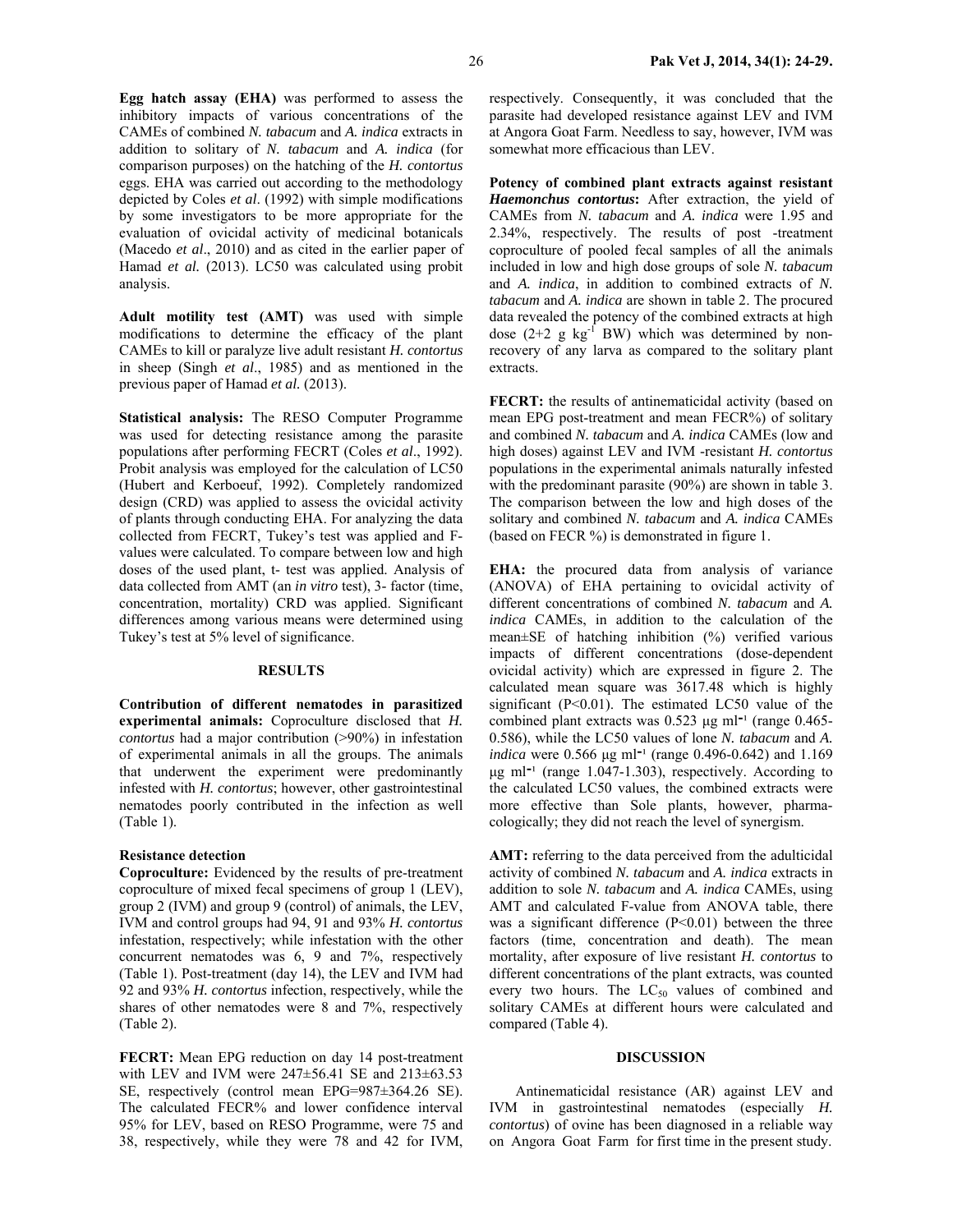**Egg hatch assay (EHA)** was performed to assess the inhibitory impacts of various concentrations of the CAMEs of combined *N. tabacum* and *A. indica* extracts in addition to solitary of *N. tabacum* and *A. indica* (for comparison purposes) on the hatching of the *H. contortus* eggs. EHA was carried out according to the methodology depicted by Coles *et al*. (1992) with simple modifications by some investigators to be more appropriate for the evaluation of ovicidal activity of medicinal botanicals (Macedo *et al*., 2010) and as cited in the earlier paper of Hamad *et al.* (2013). LC50 was calculated using probit analysis.

**Adult motility test (AMT)** was used with simple modifications to determine the efficacy of the plant CAMEs to kill or paralyze live adult resistant *H. contortus* in sheep (Singh *et al*., 1985) and as mentioned in the previous paper of Hamad *et al.* (2013).

**Statistical analysis:** The RESO Computer Programme was used for detecting resistance among the parasite populations after performing FECRT (Coles *et al*., 1992). Probit analysis was employed for the calculation of LC50 (Hubert and Kerboeuf, 1992). Completely randomized design (CRD) was applied to assess the ovicidal activity of plants through conducting EHA. For analyzing the data collected from FECRT, Tukey's test was applied and F-values were calculated. To compare between low and high doses of the used plant, t- test was applied. Analysis of data collected from AMT (an *in vitro* test), 3- factor (time, concentration, mortality) CRD was applied. Significant differences among various means were determined using Tukey's test at 5% level of significance.

## RESULTS

**Contribution of different nematodes in parasitized experimental animals:** Coproculture disclosed that *H. contortus* had a major contribution (>90%) in infestation of experimental animals in all the groups. The animals that underwent the experiment were predominantly infested with *H. contortus*; however, other gastrointestinal nematodes poorly contributed in the infection as well (Table 1).

### Resistance detection

**Coproculture:** Evidenced by the results of pre-treatment coproculture of mixed fecal specimens of group 1 (LEV), group 2 (IVM) and group 9 (control) of animals, the LEV, IVM and control groups had 94, 91 and 93% *H. contortus* infestation, respectively; while infestation with the other concurrent nematodes was 6, 9 and 7%, respectively (Table 1). Post-treatment (day 14), the LEV and IVM had 92 and 93% *H. contortus* infection, respectively, while the shares of other nematodes were 8 and 7%, respectively (Table 2).

**FECRT:** Mean EPG reduction on day 14 post-treatment with LEV and IVM were 247±56.41 SE and 213±63.53 SE, respectively (control mean EPG=987±364.26 SE). The calculated FECR% and lower confidence interval 95% for LEV, based on RESO Programme, were 75 and 38, respectively, while they were 78 and 42 for IVM, respectively. Consequently, it was concluded that the parasite had developed resistance against LEV and IVM at Angora Goat Farm. Needless to say, however, IVM was somewhat more efficacious than LEV.

**Potency of combined plant extracts against resistant *Haemonchus contortus*:** After extraction, the yield of CAMEs from *N. tabacum* and *A. indica* were 1.95 and 2.34%, respectively. The results of post -treatment coproculture of pooled fecal samples of all the animals included in low and high dose groups of sole *N. tabacum* and *A. indica*, in addition to combined extracts of *N. tabacum* and *A. indica* are shown in table 2. The procured data revealed the potency of the combined extracts at high dose (2+2 g $kg^{-1}$ BW) which was determined by non-recovery of any larva as compared to the solitary plant extracts.

**FECRT:** the results of antinematicidal activity (based on mean EPG post-treatment and mean FECR%) of solitary and combined *N. tabacum* and *A. indica* CAMEs (low and high doses) against LEV and IVM -resistant *H. contortus* populations in the experimental animals naturally infested with the predominant parasite (90%) are shown in table 3. The comparison between the low and high doses of the solitary and combined *N. tabacum* and *A. indica* CAMEs (based on FECR %) is demonstrated in figure 1.

**EHA:** the procured data from analysis of variance (ANOVA) of EHA pertaining to ovicidal activity of different concentrations of combined *N. tabacum* and *A. indica* CAMEs, in addition to the calculation of the mean±SE of hatching inhibition (%) verified various impacts of different concentrations (dose-dependent ovicidal activity) which are expressed in figure 2. The calculated mean square was 3617.48 which is highly significant (P<0.01). The estimated LC50 value of the combined plant extracts was 0.523 µg $ml^{-1}$ (range 0.465-0.586), while the LC50 values of lone *N. tabacum* and *A. indica* were 0.566 µg $ml^{-1}$ (range 0.496-0.642) and 1.169 µg $ml^{-1}$ (range 1.047-1.303), respectively. According to the calculated LC50 values, the combined extracts were more effective than Sole plants, however, pharmacologically; they did not reach the level of synergism.

**AMT:** referring to the data perceived from the adulticidal activity of combined *N. tabacum* and *A. indica* extracts in addition to sole *N. tabacum* and *A. indica* CAMEs, using AMT and calculated F-value from ANOVA table, there was a significant difference (P<0.01) between the three factors (time, concentration and death). The mean mortality, after exposure of live resistant *H. contortus* to different concentrations of the plant extracts, was counted every two hours. The $LC_{50}$ values of combined and solitary CAMEs at different hours were calculated and compared (Table 4).

## DISCUSSION

Antinematicidal resistance (AR) against LEV and IVM in gastrointestinal nematodes (especially *H. contortus*) of ovine has been diagnosed in a reliable way on Angora Goat Farm for first time in the present study.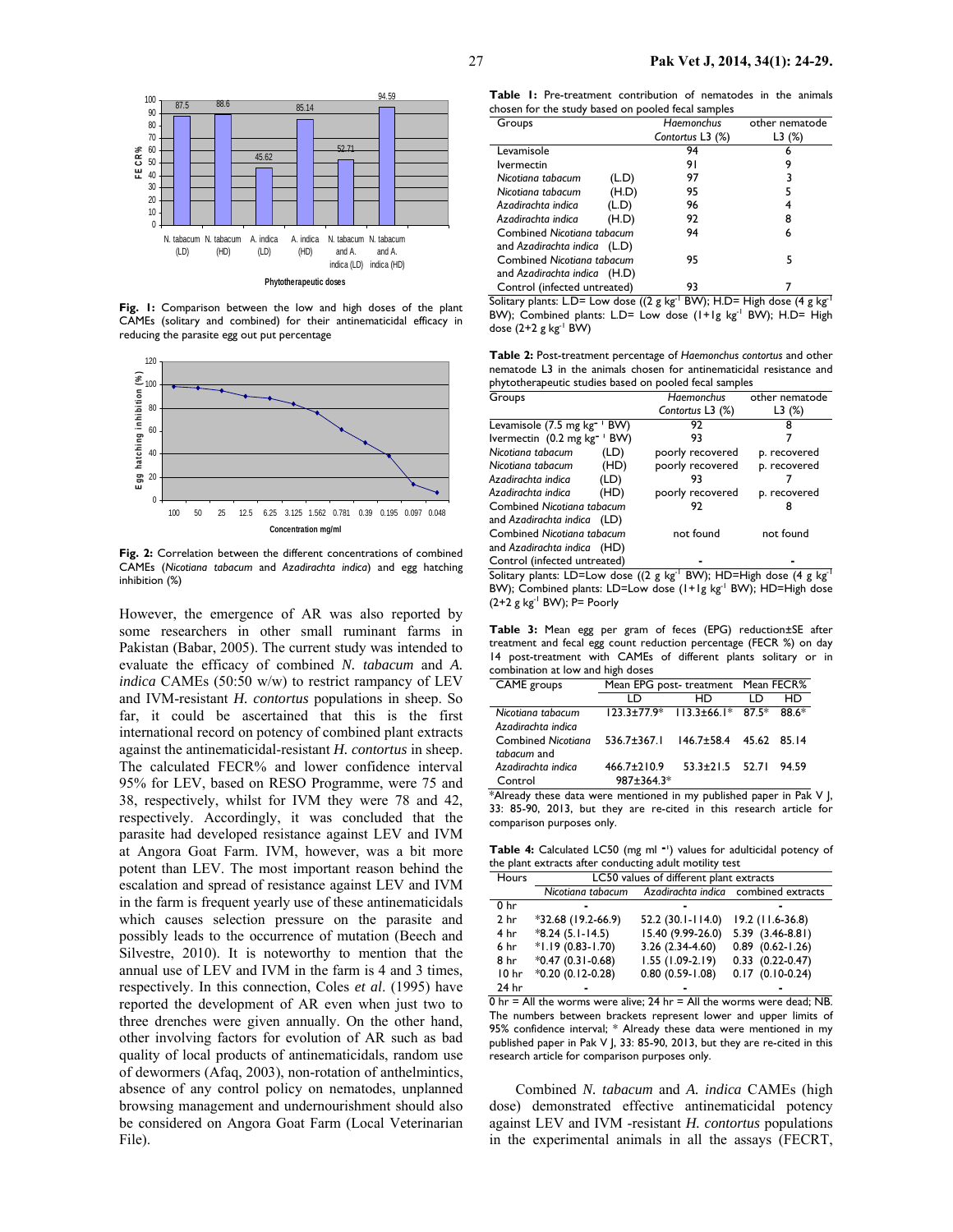Fig. 1: Comparison between the low and high doses of the plant CAMEs (solitary and combined) for their antinematicidal efficacy in reducing the parasite egg out put percentage

Fig. 2: Correlation between the different concentrations of combined CAMEs (*Nicotiana tabacum* and *Azadirachta indica*) and egg hatching inhibition (%)

However, the emergence of AR was also reported by some researchers in other small ruminant farms in Pakistan (Babar, 2005). The current study was intended to evaluate the efficacy of combined *N. tabacum* and *A. indica* CAMEs (50:50 w/w) to restrict rampancy of LEV and IVM-resistant *H. contortus* populations in sheep. So far, it could be ascertained that this is the first international record on potency of combined plant extracts against the antinematicidal-resistant *H. contortus* in sheep. The calculated FECR% and lower confidence interval 95% for LEV, based on RESO Programme, were 75 and 38, respectively, whilst for IVM they were 78 and 42, respectively. Accordingly, it was concluded that the parasite had developed resistance against LEV and IVM at Angora Goat Farm. IVM, however, was a bit more potent than LEV. The most important reason behind the escalation and spread of resistance against LEV and IVM in the farm is frequent yearly use of these antinematicidals which causes selection pressure on the parasite and possibly leads to the occurrence of mutation (Beech and Silvestre, 2010). It is noteworthy to mention that the annual use of LEV and IVM in the farm is 4 and 3 times, respectively. In this connection, Coles *et al*. (1995) have reported the development of AR even when just two to three drenches were given annually. On the other hand, other involving factors for evolution of AR such as bad quality of local products of antinematicidals, random use of dewormers (Afaq, 2003), non-rotation of anthelmintics, absence of any control policy on nematodes, unplanned browsing management and undernourishment should also be considered on Angora Goat Farm (Local Veterinarian File).

**Table 1:** Pre-treatment contribution of nematodes in the animals chosen for the study based on pooled fecal samples

| Groups | *Haemonchus Contortus* L3 (%) | other nematode L3 (%) |
|---|---|---|
| Levamisole | 94 | 6 |
| Ivermectin | 91 | 9 |
| *Nicotiana tabacum* (L.D) | 97 | 3 |
| *Nicotiana tabacum* (H.D) | 95 | 5 |
| *Azadirachta indica* (L.D) | 96 | 4 |
| *Azadirachta indica* (H.D) | 92 | 8 |
| Combined *Nicotiana tabacum* and *Azadirachta indica* (L.D) | 94 | 6 |
| Combined *Nicotiana tabacum* and *Azadirachta indica* (H.D) | 95 | 5 |
| Control (infected untreated) | 93 | 7 |

Solitary plants: L.D= Low dose ((2 g kg$^{-1}$ BW); H.D= High dose (4 g kg$^{-1}$ BW); Combined plants: L.D= Low dose (1+1g kg$^{-1}$ BW); H.D= High dose (2+2 g kg$^{-1}$ BW)

**Table 2:** Post-treatment percentage of *Haemonchus contortus* and other nematode L3 in the animals chosen for antinematicidal resistance and phytotherapeutic studies based on pooled fecal samples

| Groups | *Haemonchus Contortus* L3 (%) | other nematode L3 (%) |
|---|---|---|
| Levamisole (7.5 mg kg$^{-1}$ BW) | 92 | 8 |
| Ivermectin (0.2 mg kg$^{-1}$ BW) | 93 | 7 |
| *Nicotiana tabacum* (LD) | poorly recovered | p. recovered |
| *Nicotiana tabacum* (HD) | poorly recovered | p. recovered |
| *Azadirachta indica* (LD) | 93 | 7 |
| *Azadirachta indica* (HD) | poorly recovered | p. recovered |
| Combined *Nicotiana tabacum* and *Azadirachta indica* (LD) | 92 | 8 |
| Combined *Nicotiana tabacum* and *Azadirachta indica* (HD) | not found | not found |
| Control (infected untreated) | - | - |

Solitary plants: LD=Low dose ((2 g kg$^{-1}$ BW); HD=High dose (4 g kg$^{-1}$ BW); Combined plants: LD=Low dose (1+1g kg$^{-1}$ BW); HD=High dose (2+2 g kg$^{-1}$ BW); P= Poorly

**Table 3:** Mean egg per gram of feces (EPG) reduction±SE after treatment and fecal egg count reduction percentage (FECR %) on day 14 post-treatment with CAMEs of different plants solitary or in combination at low and high doses

| CAME groups | Mean EPG post- treatment | | Mean FECR% | |
|---|---|---|---|---|
| | LD | HD | LD | HD |
| *Nicotiana tabacum* | 123.3±77.9* | 113.3±66.1* | 87.5* | 88.6* |
| *Azadirachta indica* | | | | |
| Combined *Nicotiana tabacum* and | 536.7±367.1 | 146.7±58.4 | 45.62 | 85.14 |
| *Azadirachta indica* | 466.7±210.9 | 53.3±21.5 | 52.71 | 94.59 |
| Control | 987±364.3* | | | |

*Already these data were mentioned in my published paper in Pak V J, 33: 85-90, 2013, but they are re-cited in this research article for comparison purposes only.

**Table 4:** Calculated LC50 (mg ml$^{-1}$) values for adulticidal potency of the plant extracts after conducting adult motility test

| Hours | LC50 values of different plant extracts | | |
|---|---|---|---|
| | *Nicotiana tabacum* | *Azadirachta indica* | combined extracts |
| 0 hr | - | - | - |
| 2 hr | *32.68 (19.2-66.9) | 52.2 (30.1-114.0) | 19.2 (11.6-36.8) |
| 4 hr | *8.24 (5.1-14.5) | 15.40 (9.99-26.0) | 5.39 (3.46-8.81) |
| 6 hr | *1.19 (0.83-1.70) | 3.26 (2.34-4.60) | 0.89 (0.62-1.26) |
| 8 hr | *0.47 (0.31-0.68) | 1.55 (1.09-2.19) | 0.33 (0.22-0.47) |
| 10 hr | *0.20 (0.12-0.28) | 0.80 (0.59-1.08) | 0.17 (0.10-0.24) |
| 24 hr | - | - | - |

0 hr = All the worms were alive; 24 hr = All the worms were dead; NB. The numbers between brackets represent lower and upper limits of 95% confidence interval; * Already these data were mentioned in my published paper in Pak V J, 33: 85-90, 2013, but they are re-cited in this research article for comparison purposes only.

Combined *N. tabacum* and *A. indica* CAMEs (high dose) demonstrated effective antinematicidal potency against LEV and IVM -resistant *H. contortus* populations in the experimental animals in all the assays (FECRT,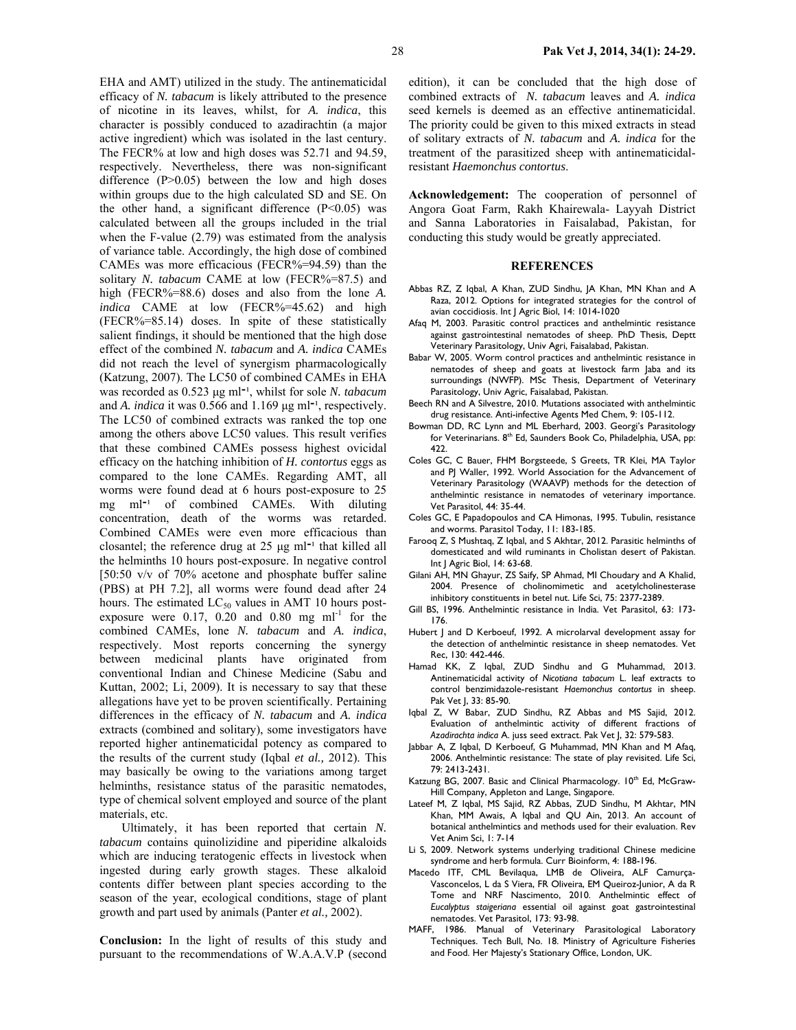EHA and AMT) utilized in the study. The antinematicidal efficacy of *N. tabacum* is likely attributed to the presence of nicotine in its leaves, whilst, for *A. indica*, this character is possibly conduced to azadirachtin (a major active ingredient) which was isolated in the last century. The FECR% at low and high doses was 52.71 and 94.59, respectively. Nevertheless, there was non-significant difference ($P>0.05$) between the low and high doses within groups due to the high calculated SD and SE. On the other hand, a significant difference ($P<0.05$) was calculated between all the groups included in the trial when the F-value (2.79) was estimated from the analysis of variance table. Accordingly, the high dose of combined CAMEs was more efficacious (FECR%=94.59) than the solitary *N. tabacum* CAME at low (FECR%=87.5) and high (FECR%=88.6) doses and also from the lone *A. indica* CAME at low (FECR%=45.62) and high (FECR%=85.14) doses. In spite of these statistically salient findings, it should be mentioned that the high dose effect of the combined *N. tabacum* and *A. indica* CAMEs did not reach the level of synergism pharmacologically (Katzung, 2007). The LC50 of combined CAMEs in EHA was recorded as 0.523 µg $ml^{-1}$, whilst for sole *N. tabacum* and *A. indica* it was 0.566 and 1.169 µg $ml^{-1}$, respectively. The LC50 of combined extracts was ranked the top one among the others above LC50 values. This result verifies that these combined CAMEs possess highest ovicidal efficacy on the hatching inhibition of *H. contortus* eggs as compared to the lone CAMEs. Regarding AMT, all worms were found dead at 6 hours post-exposure to 25 mg $ml^{-1}$ of combined CAMEs. With diluting concentration, death of the worms was retarded. Combined CAMEs were even more efficacious than closantel; the reference drug at 25 µg $ml^{-1}$ that killed all the helminths 10 hours post-exposure. In negative control [50:50 v/v of 70% acetone and phosphate buffer saline (PBS) at PH 7.2], all worms were found dead after 24 hours. The estimated $LC_{50}$ values in AMT 10 hours post-exposure were 0.17, 0.20 and 0.80 mg $ml^{-1}$ for the combined CAMEs, lone *N. tabacum* and *A. indica*, respectively. Most reports concerning the synergy between medicinal plants have originated from conventional Indian and Chinese Medicine (Sabu and Kuttan, 2002; Li, 2009). It is necessary to say that these allegations have yet to be proven scientifically. Pertaining differences in the efficacy of *N. tabacum* and *A. indica* extracts (combined and solitary), some investigators have reported higher antinematicidal potency as compared to the results of the current study (Iqbal *et al.,* 2012). This may basically be owing to the variations among target helminths, resistance status of the parasitic nematodes, type of chemical solvent employed and source of the plant materials, etc.

Ultimately, it has been reported that certain *N. tabacum* contains quinolizidine and piperidine alkaloids which are inducing teratogenic effects in livestock when ingested during early growth stages. These alkaloid contents differ between plant species according to the season of the year, ecological conditions, stage of plant growth and part used by animals (Panter *et al.,* 2002).

**Conclusion:** In the light of results of this study and pursuant to the recommendations of W.A.A.V.P (second edition), it can be concluded that the high dose of combined extracts of *N. tabacum* leaves and *A. indica* seed kernels is deemed as an effective antinematicidal. The priority could be given to this mixed extracts in stead of solitary extracts of *N. tabacum* and *A. indica* for the treatment of the parasitized sheep with antinematicidal-resistant *Haemonchus contortus*.

**Acknowledgement:** The cooperation of personnel of Angora Goat Farm, Rakh Khairewala- Layyah District and Sanna Laboratories in Faisalabad, Pakistan, for conducting this study would be greatly appreciated.

## REFERENCES

Abbas RZ, Z Iqbal, A Khan, ZUD Sindhu, JA Khan, MN Khan and A Raza, 2012. Options for integrated strategies for the control of avian coccidiosis. Int J Agric Biol, 14: 1014-1020

Afaq M, 2003. Parasitic control practices and anthelmintic resistance against gastrointestinal nematodes of sheep. PhD Thesis, Deptt Veterinary Parasitology, Univ Agri, Faisalabad, Pakistan.

Babar W, 2005. Worm control practices and anthelmintic resistance in nematodes of sheep and goats at livestock farm Jaba and its surroundings (NWFP). MSc Thesis, Department of Veterinary Parasitology, Univ Agric, Faisalabad, Pakistan.

Beech RN and A Silvestre, 2010. Mutations associated with anthelmintic drug resistance. Anti-infective Agents Med Chem, 9: 105-112.

Bowman DD, RC Lynn and ML Eberhard, 2003. Georgi's Parasitology for Veterinarians. 8th Ed, Saunders Book Co, Philadelphia, USA, pp: 422.

Coles GC, C Bauer, FHM Borgsteede, S Greets, TR Klei, MA Taylor and PJ Waller, 1992. World Association for the Advancement of Veterinary Parasitology (WAAVP) methods for the detection of anthelmintic resistance in nematodes of veterinary importance. Vet Parasitol, 44: 35-44.

Coles GC, E Papadopoulos and CA Himonas, 1995. Tubulin, resistance and worms. Parasitol Today, 11: 183-185.

Farooq Z, S Mushtaq, Z Iqbal, and S Akhtar, 2012. Parasitic helminths of domesticated and wild ruminants in Cholistan desert of Pakistan. Int J Agric Biol, 14: 63-68.

Gilani AH, MN Ghayur, ZS Saify, SP Ahmad, MI Choudary and A Khalid, 2004. Presence of cholinomimetic and acetylcholinesterase inhibitory constituents in betel nut. Life Sci, 75: 2377-2389.

Gill BS, 1996. Anthelmintic resistance in India. Vet Parasitol, 63: 173-176.

Hubert J and D Kerboeuf, 1992. A microlarval development assay for the detection of anthelmintic resistance in sheep nematodes. Vet Rec, 130: 442-446.

Hamad KK, Z Iqbal, ZUD Sindhu and G Muhammad, 2013. Antinematicidal activity of *Nicotiana tabacum* L. leaf extracts to control benzimidazole-resistant *Haemonchus contortus* in sheep. Pak Vet J, 33: 85-90.

Iqbal Z, W Babar, ZUD Sindhu, RZ Abbas and MS Sajid, 2012. Evaluation of anthelmintic activity of different fractions of *Azadirachta indica* A. juss seed extract. Pak Vet J, 32: 579-583.

Jabbar A, Z Iqbal, D Kerboeuf, G Muhammad, MN Khan and M Afaq, 2006. Anthelmintic resistance: The state of play revisited. Life Sci, 79: 2413-2431.

Katzung BG, 2007. Basic and Clinical Pharmacology. 10th Ed, McGraw-Hill Company, Appleton and Lange, Singapore.

Lateef M, Z Iqbal, MS Sajid, RZ Abbas, ZUD Sindhu, M Akhtar, MN Khan, MM Awais, A Iqbal and QU Ain, 2013. An account of botanical anthelmintics and methods used for their evaluation. Rev Vet Anim Sci, 1: 7-14

Li S, 2009. Network systems underlying traditional Chinese medicine syndrome and herb formula. Curr Bioinform, 4: 188-196.

Macedo ITF, CML Bevilaqua, LMB de Oliveira, ALF Camurça-Vasconcelos, L da S Viera, FR Oliveira, EM Queiroz-Junior, A da R Tome and NRF Nascimento, 2010. Anthelmintic effect of *Eucalyptus staigeriana* essential oil against goat gastrointestinal nematodes. Vet Parasitol, 173: 93-98.

MAFF, 1986. Manual of Veterinary Parasitological Laboratory Techniques. Tech Bull, No. 18. Ministry of Agriculture Fisheries and Food. Her Majesty's Stationary Office, London, UK.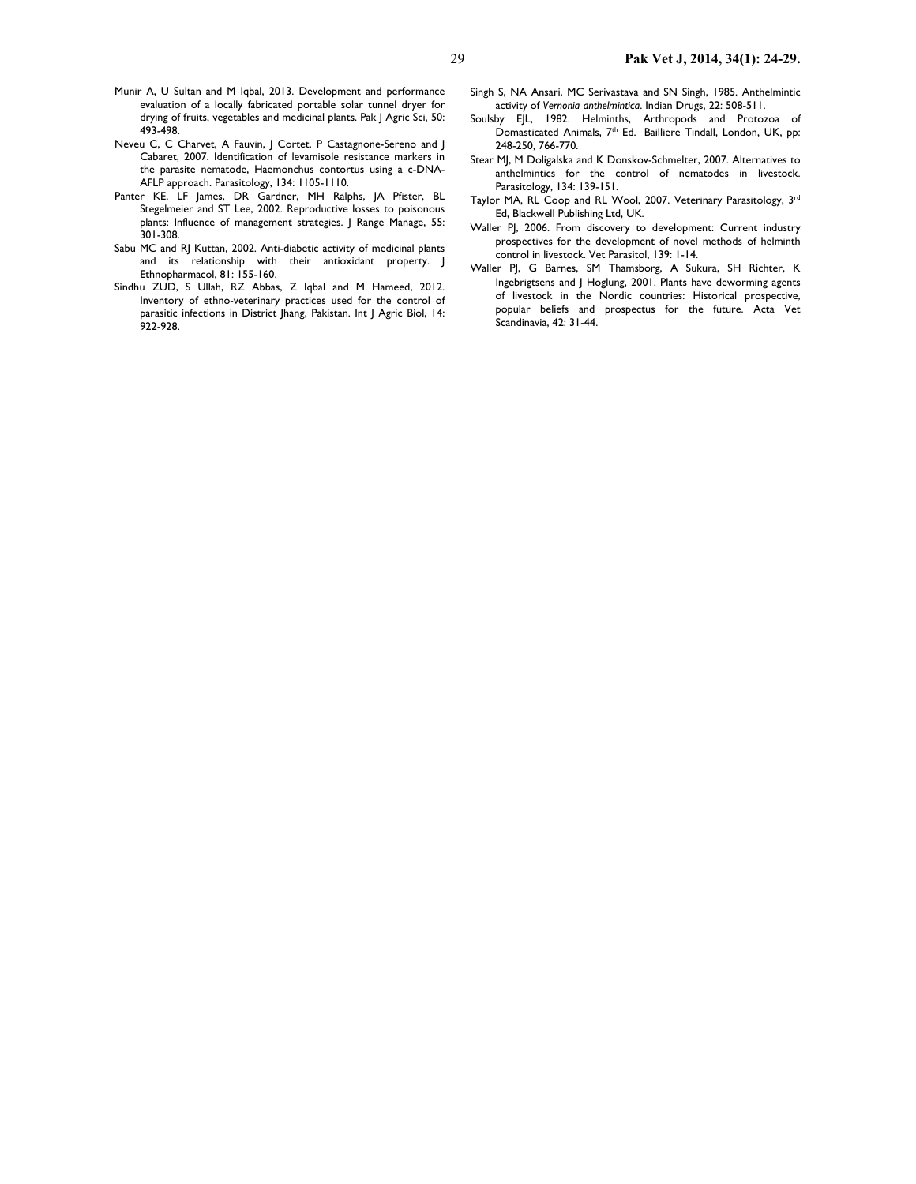Munir A, U Sultan and M Iqbal, 2013. Development and performance evaluation of a locally fabricated portable solar tunnel dryer for drying of fruits, vegetables and medicinal plants. Pak J Agric Sci, 50: 493-498.

Neveu C, C Charvet, A Fauvin, J Cortet, P Castagnone-Sereno and J Cabaret, 2007. Identification of levamisole resistance markers in the parasite nematode, Haemonchus contortus using a c-DNA-AFLP approach. Parasitology, 134: 1105-1110.

Panter KE, LF James, DR Gardner, MH Ralphs, JA Pfister, BL Stegelmeier and ST Lee, 2002. Reproductive losses to poisonous plants: Influence of management strategies. J Range Manage, 55: 301-308.

Sabu MC and RJ Kuttan, 2002. Anti-diabetic activity of medicinal plants and its relationship with their antioxidant property. J Ethnopharmacol, 81: 155-160.

Sindhu ZUD, S Ullah, RZ Abbas, Z Iqbal and M Hameed, 2012. Inventory of ethno-veterinary practices used for the control of parasitic infections in District Jhang, Pakistan. Int J Agric Biol, 14: 922-928.

Singh S, NA Ansari, MC Serivastava and SN Singh, 1985. Anthelmintic activity of *Vernonia anthelmintica*. Indian Drugs, 22: 508-511.

Soulsby EJL, 1982. Helminths, Arthropods and Protozoa of Domasticated Animals, 7th Ed. Bailliere Tindall, London, UK, pp: 248-250, 766-770.

Stear MJ, M Doligalska and K Donskov-Schmelter, 2007. Alternatives to anthelmintics for the control of nematodes in livestock. Parasitology, 134: 139-151.

Taylor MA, RL Coop and RL Wool, 2007. Veterinary Parasitology, 3rd Ed, Blackwell Publishing Ltd, UK.

Waller PJ, 2006. From discovery to development: Current industry prospectives for the development of novel methods of helminth control in livestock. Vet Parasitol, 139: 1-14.

Waller PJ, G Barnes, SM Thamsborg, A Sukura, SH Richter, K Ingebrigtsens and J Hoglung, 2001. Plants have deworming agents of livestock in the Nordic countries: Historical prospective, popular beliefs and prospectus for the future. Acta Vet Scandinavia, 42: 31-44.